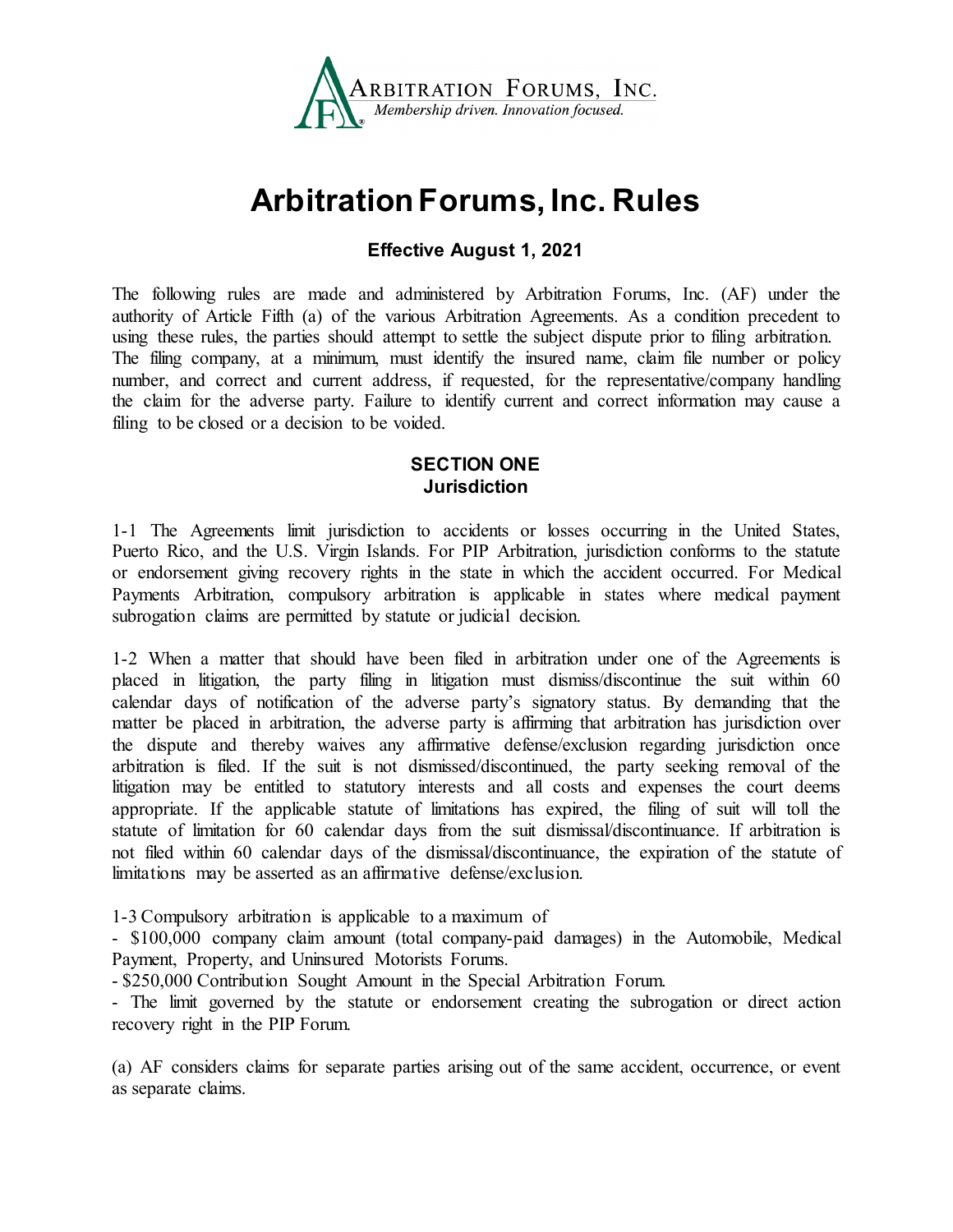Arbitration Forums, Inc.
*Membership driven. Innovation focused.*

# Arbitration Forums, Inc. Rules

**Effective August 1, 2021**

The following rules are made and administered by Arbitration Forums, Inc. (AF) under the authority of Article Fifth (a) of the various Arbitration Agreements. As a condition precedent to using these rules, the parties should attempt to settle the subject dispute prior to filing arbitration. The filing company, at a minimum, must identify the insured name, claim file number or policy number, and correct and current address, if requested, for the representative/company handling the claim for the adverse party. Failure to identify current and correct information may cause a filing to be closed or a decision to be voided.

## SECTION ONE
## Jurisdiction

1-1 The Agreements limit jurisdiction to accidents or losses occurring in the United States, Puerto Rico, and the U.S. Virgin Islands. For PIP Arbitration, jurisdiction conforms to the statute or endorsement giving recovery rights in the state in which the accident occurred. For Medical Payments Arbitration, compulsory arbitration is applicable in states where medical payment subrogation claims are permitted by statute or judicial decision.

1-2 When a matter that should have been filed in arbitration under one of the Agreements is placed in litigation, the party filing in litigation must dismiss/discontinue the suit within 60 calendar days of notification of the adverse party's signatory status. By demanding that the matter be placed in arbitration, the adverse party is affirming that arbitration has jurisdiction over the dispute and thereby waives any affirmative defense/exclusion regarding jurisdiction once arbitration is filed. If the suit is not dismissed/discontinued, the party seeking removal of the litigation may be entitled to statutory interests and all costs and expenses the court deems appropriate. If the applicable statute of limitations has expired, the filing of suit will toll the statute of limitation for 60 calendar days from the suit dismissal/discontinuance. If arbitration is not filed within 60 calendar days of the dismissal/discontinuance, the expiration of the statute of limitations may be asserted as an affirmative defense/exclusion.

1-3 Compulsory arbitration is applicable to a maximum of

- $100,000 company claim amount (total company-paid damages) in the Automobile, Medical Payment, Property, and Uninsured Motorists Forums.
- $250,000 Contribution Sought Amount in the Special Arbitration Forum.
- The limit governed by the statute or endorsement creating the subrogation or direct action recovery right in the PIP Forum.

(a) AF considers claims for separate parties arising out of the same accident, occurrence, or event as separate claims.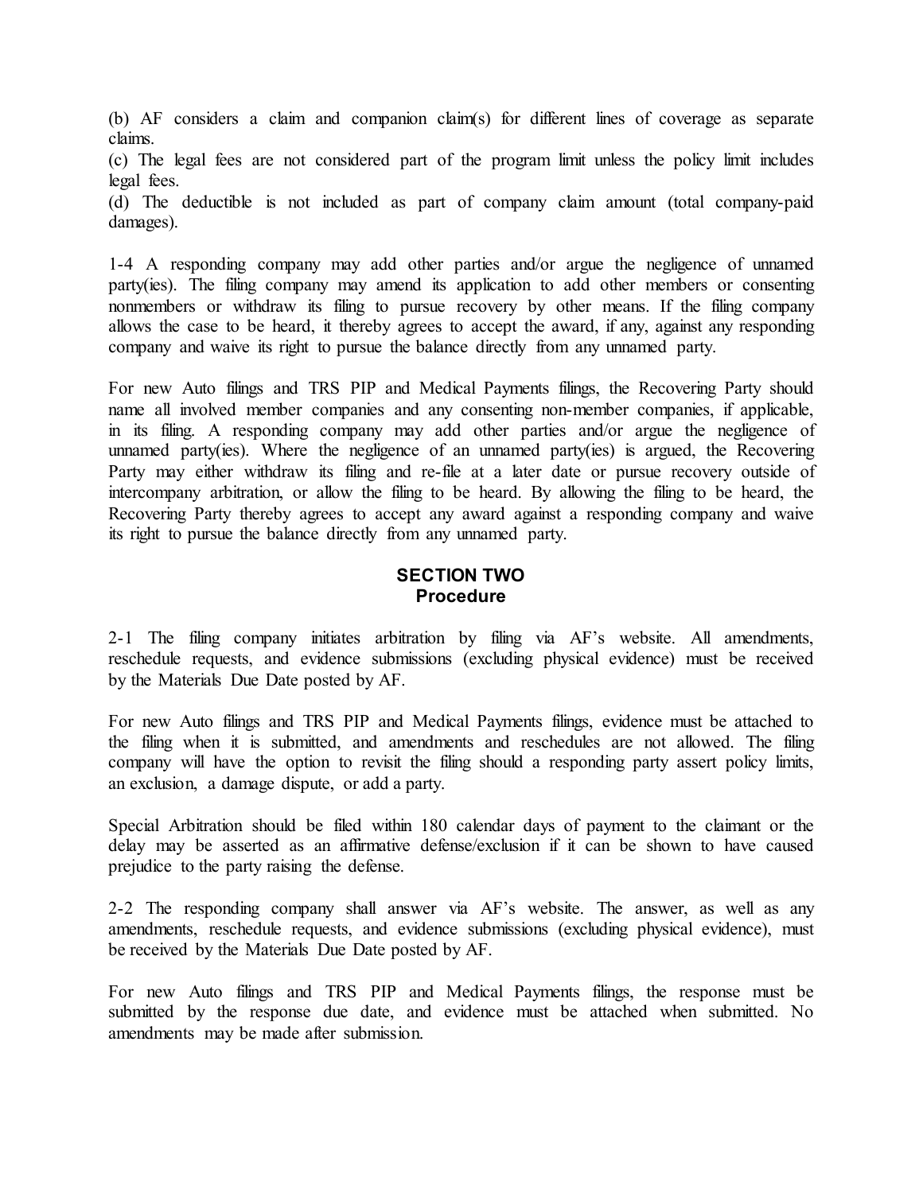(b) AF considers a claim and companion claim(s) for different lines of coverage as separate claims.
(c) The legal fees are not considered part of the program limit unless the policy limit includes legal fees.
(d) The deductible is not included as part of company claim amount (total company-paid damages).

1-4 A responding company may add other parties and/or argue the negligence of unnamed party(ies). The filing company may amend its application to add other members or consenting nonmembers or withdraw its filing to pursue recovery by other means. If the filing company allows the case to be heard, it thereby agrees to accept the award, if any, against any responding company and waive its right to pursue the balance directly from any unnamed party.

For new Auto filings and TRS PIP and Medical Payments filings, the Recovering Party should name all involved member companies and any consenting non-member companies, if applicable, in its filing. A responding company may add other parties and/or argue the negligence of unnamed party(ies). Where the negligence of an unnamed party(ies) is argued, the Recovering Party may either withdraw its filing and re-file at a later date or pursue recovery outside of intercompany arbitration, or allow the filing to be heard. By allowing the filing to be heard, the Recovering Party thereby agrees to accept any award against a responding company and waive its right to pursue the balance directly from any unnamed party.

## SECTION TWO
## Procedure

2-1 The filing company initiates arbitration by filing via AF's website. All amendments, reschedule requests, and evidence submissions (excluding physical evidence) must be received by the Materials Due Date posted by AF.

For new Auto filings and TRS PIP and Medical Payments filings, evidence must be attached to the filing when it is submitted, and amendments and reschedules are not allowed. The filing company will have the option to revisit the filing should a responding party assert policy limits, an exclusion, a damage dispute, or add a party.

Special Arbitration should be filed within 180 calendar days of payment to the claimant or the delay may be asserted as an affirmative defense/exclusion if it can be shown to have caused prejudice to the party raising the defense.

2-2 The responding company shall answer via AF's website. The answer, as well as any amendments, reschedule requests, and evidence submissions (excluding physical evidence), must be received by the Materials Due Date posted by AF.

For new Auto filings and TRS PIP and Medical Payments filings, the response must be submitted by the response due date, and evidence must be attached when submitted. No amendments may be made after submission.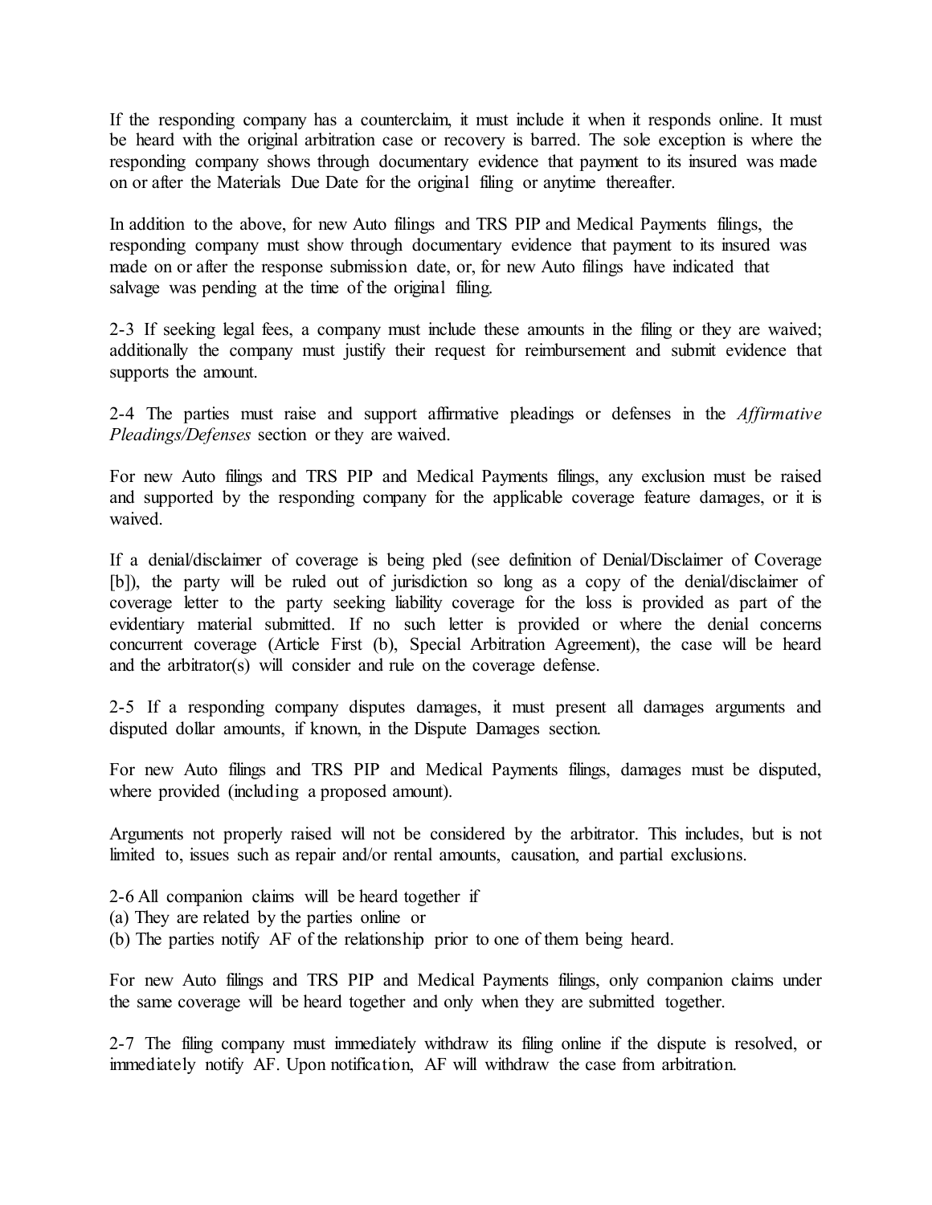If the responding company has a counterclaim, it must include it when it responds online. It must be heard with the original arbitration case or recovery is barred. The sole exception is where the responding company shows through documentary evidence that payment to its insured was made on or after the Materials Due Date for the original filing or anytime thereafter.

In addition to the above, for new Auto filings and TRS PIP and Medical Payments filings, the responding company must show through documentary evidence that payment to its insured was made on or after the response submission date, or, for new Auto filings have indicated that salvage was pending at the time of the original filing.

2-3 If seeking legal fees, a company must include these amounts in the filing or they are waived; additionally the company must justify their request for reimbursement and submit evidence that supports the amount.

2-4 The parties must raise and support affirmative pleadings or defenses in the *Affirmative Pleadings/Defenses* section or they are waived.

For new Auto filings and TRS PIP and Medical Payments filings, any exclusion must be raised and supported by the responding company for the applicable coverage feature damages, or it is waived.

If a denial/disclaimer of coverage is being pled (see definition of Denial/Disclaimer of Coverage [b]), the party will be ruled out of jurisdiction so long as a copy of the denial/disclaimer of coverage letter to the party seeking liability coverage for the loss is provided as part of the evidentiary material submitted. If no such letter is provided or where the denial concerns concurrent coverage (Article First (b), Special Arbitration Agreement), the case will be heard and the arbitrator(s) will consider and rule on the coverage defense.

2-5 If a responding company disputes damages, it must present all damages arguments and disputed dollar amounts, if known, in the Dispute Damages section.

For new Auto filings and TRS PIP and Medical Payments filings, damages must be disputed, where provided (including a proposed amount).

Arguments not properly raised will not be considered by the arbitrator. This includes, but is not limited to, issues such as repair and/or rental amounts, causation, and partial exclusions.

2-6 All companion claims will be heard together if
(a) They are related by the parties online or
(b) The parties notify AF of the relationship prior to one of them being heard.

For new Auto filings and TRS PIP and Medical Payments filings, only companion claims under the same coverage will be heard together and only when they are submitted together.

2-7 The filing company must immediately withdraw its filing online if the dispute is resolved, or immediately notify AF. Upon notification, AF will withdraw the case from arbitration.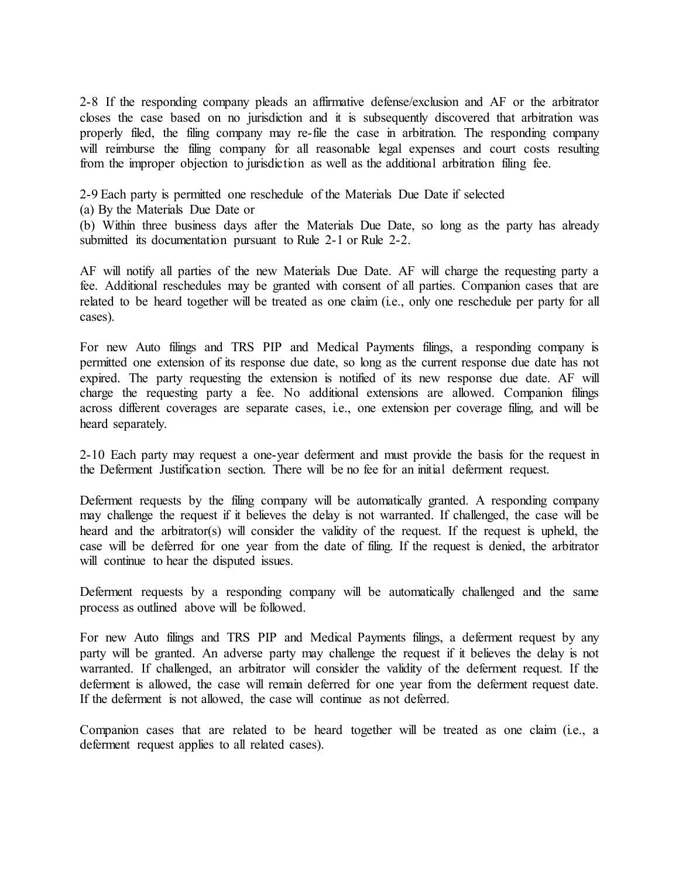2-8 If the responding company pleads an affirmative defense/exclusion and AF or the arbitrator closes the case based on no jurisdiction and it is subsequently discovered that arbitration was properly filed, the filing company may re-file the case in arbitration. The responding company will reimburse the filing company for all reasonable legal expenses and court costs resulting from the improper objection to jurisdiction as well as the additional arbitration filing fee.

2-9 Each party is permitted one reschedule of the Materials Due Date if selected
(a) By the Materials Due Date or
(b) Within three business days after the Materials Due Date, so long as the party has already submitted its documentation pursuant to Rule 2-1 or Rule 2-2.

AF will notify all parties of the new Materials Due Date. AF will charge the requesting party a fee. Additional reschedules may be granted with consent of all parties. Companion cases that are related to be heard together will be treated as one claim (i.e., only one reschedule per party for all cases).

For new Auto filings and TRS PIP and Medical Payments filings, a responding company is permitted one extension of its response due date, so long as the current response due date has not expired. The party requesting the extension is notified of its new response due date. AF will charge the requesting party a fee. No additional extensions are allowed. Companion filings across different coverages are separate cases, i.e., one extension per coverage filing, and will be heard separately.

2-10 Each party may request a one-year deferment and must provide the basis for the request in the Deferment Justification section. There will be no fee for an initial deferment request.

Deferment requests by the filing company will be automatically granted. A responding company may challenge the request if it believes the delay is not warranted. If challenged, the case will be heard and the arbitrator(s) will consider the validity of the request. If the request is upheld, the case will be deferred for one year from the date of filing. If the request is denied, the arbitrator will continue to hear the disputed issues.

Deferment requests by a responding company will be automatically challenged and the same process as outlined above will be followed.

For new Auto filings and TRS PIP and Medical Payments filings, a deferment request by any party will be granted. An adverse party may challenge the request if it believes the delay is not warranted. If challenged, an arbitrator will consider the validity of the deferment request. If the deferment is allowed, the case will remain deferred for one year from the deferment request date. If the deferment is not allowed, the case will continue as not deferred.

Companion cases that are related to be heard together will be treated as one claim (i.e., a deferment request applies to all related cases).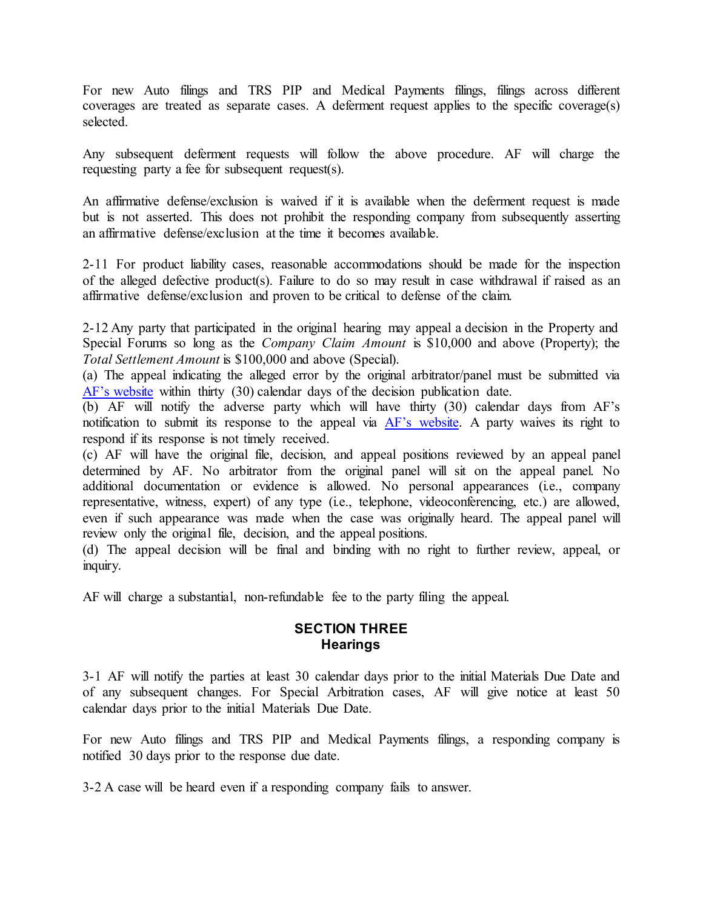For new Auto filings and TRS PIP and Medical Payments filings, filings across different coverages are treated as separate cases. A deferment request applies to the specific coverage(s) selected.

Any subsequent deferment requests will follow the above procedure. AF will charge the requesting party a fee for subsequent request(s).

An affirmative defense/exclusion is waived if it is available when the deferment request is made but is not asserted. This does not prohibit the responding company from subsequently asserting an affirmative defense/exclusion at the time it becomes available.

2-11 For product liability cases, reasonable accommodations should be made for the inspection of the alleged defective product(s). Failure to do so may result in case withdrawal if raised as an affirmative defense/exclusion and proven to be critical to defense of the claim.

2-12 Any party that participated in the original hearing may appeal a decision in the Property and Special Forums so long as the *Company Claim Amount* is $10,000 and above (Property); the *Total Settlement Amount* is $100,000 and above (Special).

(a) The appeal indicating the alleged error by the original arbitrator/panel must be submitted via [AF's website](#) within thirty (30) calendar days of the decision publication date.

(b) AF will notify the adverse party which will have thirty (30) calendar days from AF's notification to submit its response to the appeal via [AF's website](#). A party waives its right to respond if its response is not timely received.

(c) AF will have the original file, decision, and appeal positions reviewed by an appeal panel determined by AF. No arbitrator from the original panel will sit on the appeal panel. No additional documentation or evidence is allowed. No personal appearances (i.e., company representative, witness, expert) of any type (i.e., telephone, videoconferencing, etc.) are allowed, even if such appearance was made when the case was originally heard. The appeal panel will review only the original file, decision, and the appeal positions.

(d) The appeal decision will be final and binding with no right to further review, appeal, or inquiry.

AF will charge a substantial, non-refundable fee to the party filing the appeal.

## SECTION THREE
## Hearings

3-1 AF will notify the parties at least 30 calendar days prior to the initial Materials Due Date and of any subsequent changes. For Special Arbitration cases, AF will give notice at least 50 calendar days prior to the initial Materials Due Date.

For new Auto filings and TRS PIP and Medical Payments filings, a responding company is notified 30 days prior to the response due date.

3-2 A case will be heard even if a responding company fails to answer.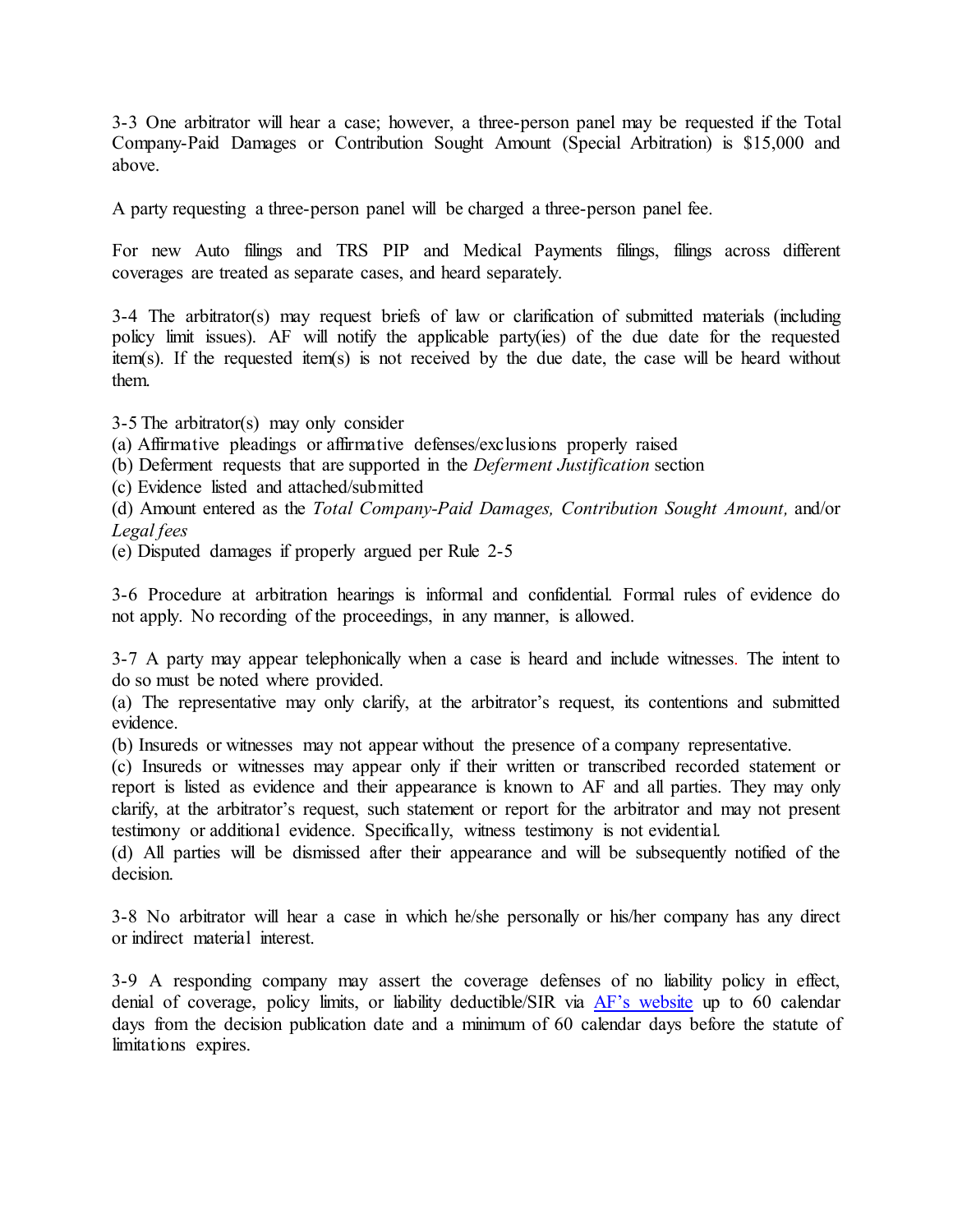3-3 One arbitrator will hear a case; however, a three-person panel may be requested if the Total Company-Paid Damages or Contribution Sought Amount (Special Arbitration) is $15,000 and above.

A party requesting a three-person panel will be charged a three-person panel fee.

For new Auto filings and TRS PIP and Medical Payments filings, filings across different coverages are treated as separate cases, and heard separately.

3-4 The arbitrator(s) may request briefs of law or clarification of submitted materials (including policy limit issues). AF will notify the applicable party(ies) of the due date for the requested item(s). If the requested item(s) is not received by the due date, the case will be heard without them.

3-5 The arbitrator(s) may only consider
(a) Affirmative pleadings or affirmative defenses/exclusions properly raised
(b) Deferment requests that are supported in the *Deferment Justification* section
(c) Evidence listed and attached/submitted
(d) Amount entered as the *Total Company-Paid Damages, Contribution Sought Amount,* and/or *Legal fees*
(e) Disputed damages if properly argued per Rule 2-5

3-6 Procedure at arbitration hearings is informal and confidential. Formal rules of evidence do not apply. No recording of the proceedings, in any manner, is allowed.

3-7 A party may appear telephonically when a case is heard and include witnesses. The intent to do so must be noted where provided.
(a) The representative may only clarify, at the arbitrator's request, its contentions and submitted evidence.
(b) Insureds or witnesses may not appear without the presence of a company representative.
(c) Insureds or witnesses may appear only if their written or transcribed recorded statement or report is listed as evidence and their appearance is known to AF and all parties. They may only clarify, at the arbitrator's request, such statement or report for the arbitrator and may not present testimony or additional evidence. Specifically, witness testimony is not evidential.
(d) All parties will be dismissed after their appearance and will be subsequently notified of the decision.

3-8 No arbitrator will hear a case in which he/she personally or his/her company has any direct or indirect material interest.

3-9 A responding company may assert the coverage defenses of no liability policy in effect, denial of coverage, policy limits, or liability deductible/SIR via AF's website up to 60 calendar days from the decision publication date and a minimum of 60 calendar days before the statute of limitations expires.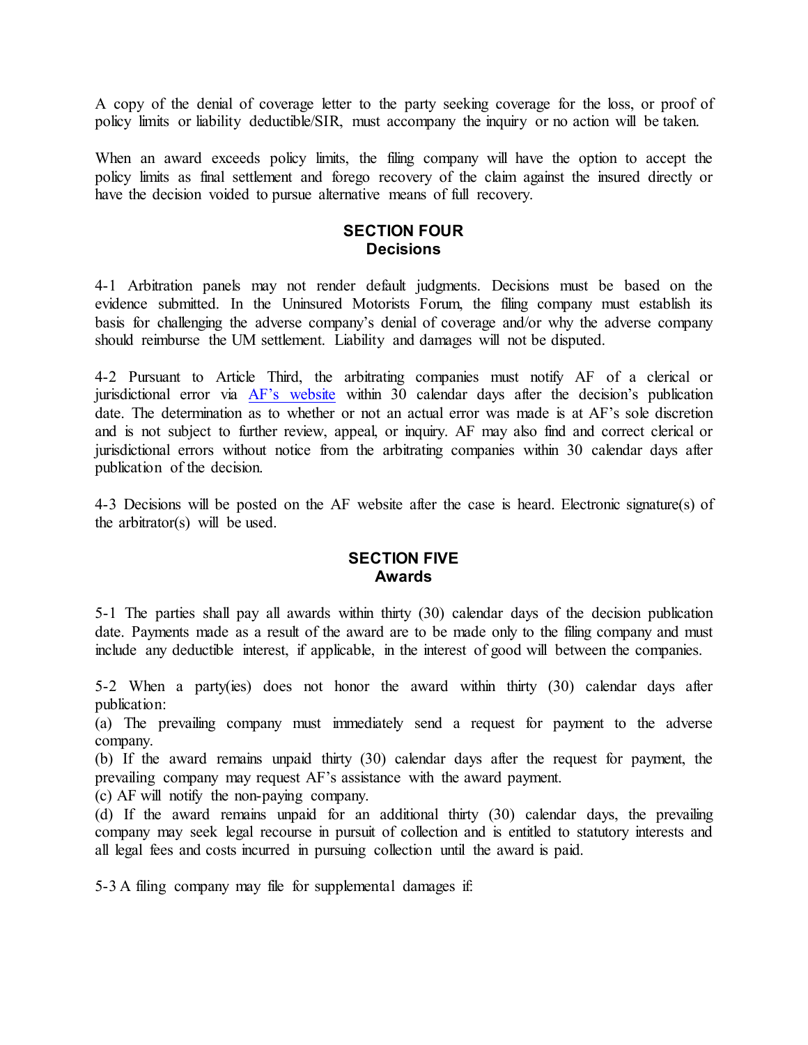A copy of the denial of coverage letter to the party seeking coverage for the loss, or proof of policy limits or liability deductible/SIR, must accompany the inquiry or no action will be taken.

When an award exceeds policy limits, the filing company will have the option to accept the policy limits as final settlement and forego recovery of the claim against the insured directly or have the decision voided to pursue alternative means of full recovery.

## SECTION FOUR
## Decisions

4-1 Arbitration panels may not render default judgments. Decisions must be based on the evidence submitted. In the Uninsured Motorists Forum, the filing company must establish its basis for challenging the adverse company's denial of coverage and/or why the adverse company should reimburse the UM settlement. Liability and damages will not be disputed.

4-2 Pursuant to Article Third, the arbitrating companies must notify AF of a clerical or jurisdictional error via AF's website within 30 calendar days after the decision's publication date. The determination as to whether or not an actual error was made is at AF's sole discretion and is not subject to further review, appeal, or inquiry. AF may also find and correct clerical or jurisdictional errors without notice from the arbitrating companies within 30 calendar days after publication of the decision.

4-3 Decisions will be posted on the AF website after the case is heard. Electronic signature(s) of the arbitrator(s) will be used.

## SECTION FIVE
## Awards

5-1 The parties shall pay all awards within thirty (30) calendar days of the decision publication date. Payments made as a result of the award are to be made only to the filing company and must include any deductible interest, if applicable, in the interest of good will between the companies.

5-2 When a party(ies) does not honor the award within thirty (30) calendar days after publication:
(a) The prevailing company must immediately send a request for payment to the adverse company.
(b) If the award remains unpaid thirty (30) calendar days after the request for payment, the prevailing company may request AF's assistance with the award payment.
(c) AF will notify the non-paying company.
(d) If the award remains unpaid for an additional thirty (30) calendar days, the prevailing company may seek legal recourse in pursuit of collection and is entitled to statutory interests and all legal fees and costs incurred in pursuing collection until the award is paid.

5-3 A filing company may file for supplemental damages if: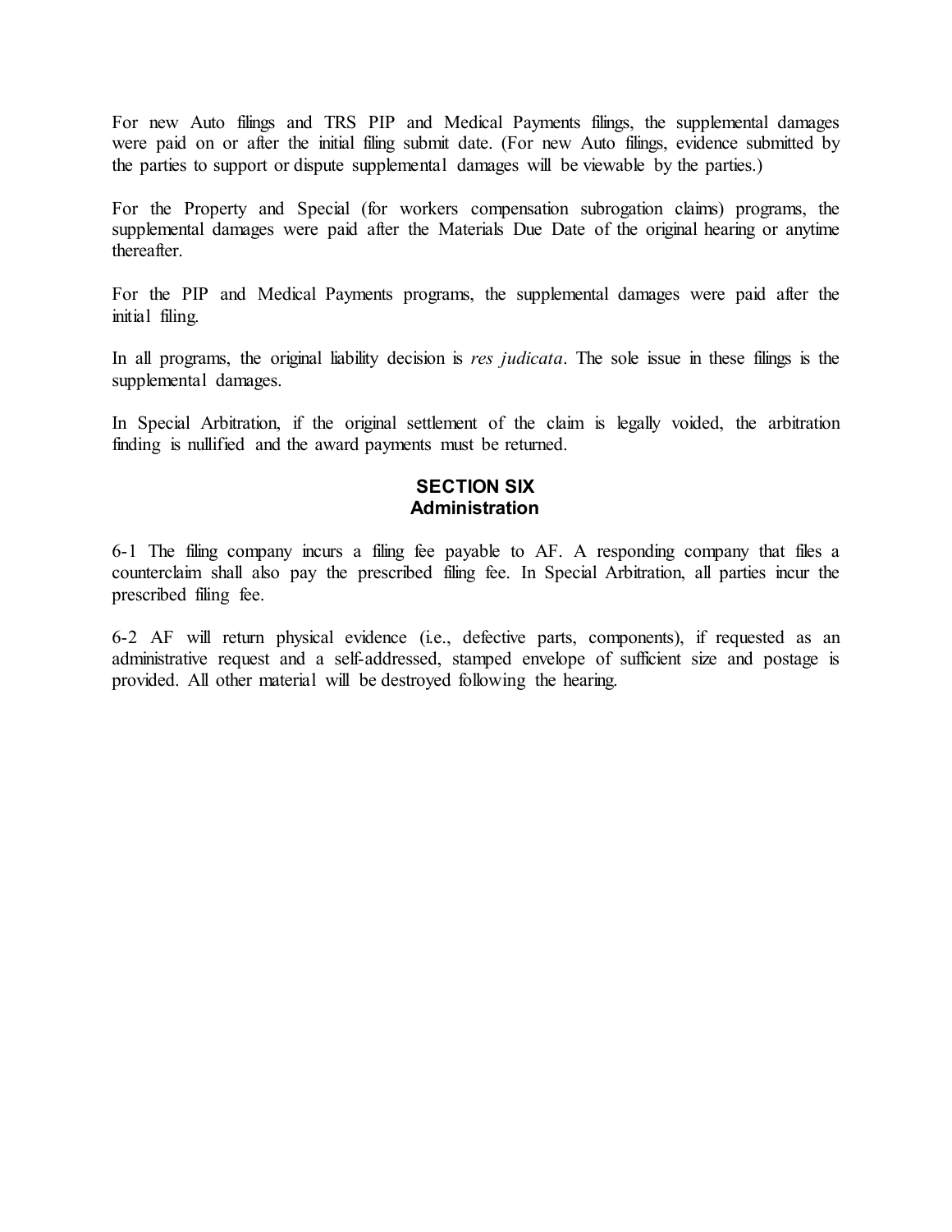For new Auto filings and TRS PIP and Medical Payments filings, the supplemental damages were paid on or after the initial filing submit date. (For new Auto filings, evidence submitted by the parties to support or dispute supplemental damages will be viewable by the parties.)

For the Property and Special (for workers compensation subrogation claims) programs, the supplemental damages were paid after the Materials Due Date of the original hearing or anytime thereafter.

For the PIP and Medical Payments programs, the supplemental damages were paid after the initial filing.

In all programs, the original liability decision is *res judicata*. The sole issue in these filings is the supplemental damages.

In Special Arbitration, if the original settlement of the claim is legally voided, the arbitration finding is nullified and the award payments must be returned.

## SECTION SIX
## Administration

6-1 The filing company incurs a filing fee payable to AF. A responding company that files a counterclaim shall also pay the prescribed filing fee. In Special Arbitration, all parties incur the prescribed filing fee.

6-2 AF will return physical evidence (i.e., defective parts, components), if requested as an administrative request and a self-addressed, stamped envelope of sufficient size and postage is provided. All other material will be destroyed following the hearing.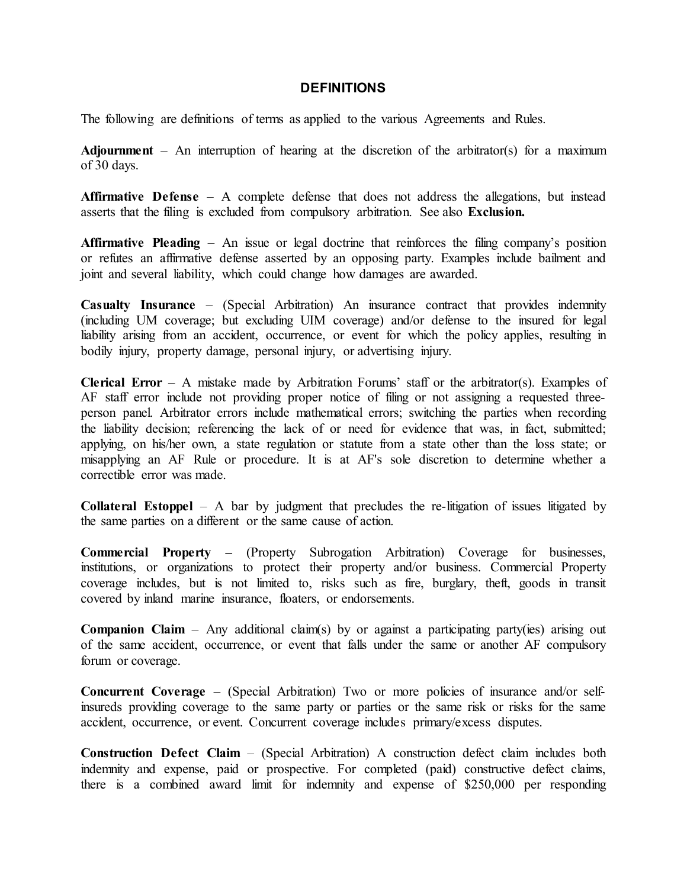## DEFINITIONS

The following are definitions of terms as applied to the various Agreements and Rules.

**Adjournment** – An interruption of hearing at the discretion of the arbitrator(s) for a maximum of 30 days.

**Affirmative Defense** – A complete defense that does not address the allegations, but instead asserts that the filing is excluded from compulsory arbitration. See also **Exclusion.**

**Affirmative Pleading** – An issue or legal doctrine that reinforces the filing company's position or refutes an affirmative defense asserted by an opposing party. Examples include bailment and joint and several liability, which could change how damages are awarded.

**Casualty Insurance** – (Special Arbitration) An insurance contract that provides indemnity (including UM coverage; but excluding UIM coverage) and/or defense to the insured for legal liability arising from an accident, occurrence, or event for which the policy applies, resulting in bodily injury, property damage, personal injury, or advertising injury.

**Clerical Error** – A mistake made by Arbitration Forums' staff or the arbitrator(s). Examples of AF staff error include not providing proper notice of filing or not assigning a requested three-person panel. Arbitrator errors include mathematical errors; switching the parties when recording the liability decision; referencing the lack of or need for evidence that was, in fact, submitted; applying, on his/her own, a state regulation or statute from a state other than the loss state; or misapplying an AF Rule or procedure. It is at AF's sole discretion to determine whether a correctible error was made.

**Collateral Estoppel** – A bar by judgment that precludes the re-litigation of issues litigated by the same parties on a different or the same cause of action.

**Commercial Property –** (Property Subrogation Arbitration) Coverage for businesses, institutions, or organizations to protect their property and/or business. Commercial Property coverage includes, but is not limited to, risks such as fire, burglary, theft, goods in transit covered by inland marine insurance, floaters, or endorsements.

**Companion Claim** – Any additional claim(s) by or against a participating party(ies) arising out of the same accident, occurrence, or event that falls under the same or another AF compulsory forum or coverage.

**Concurrent Coverage** – (Special Arbitration) Two or more policies of insurance and/or self-insureds providing coverage to the same party or parties or the same risk or risks for the same accident, occurrence, or event. Concurrent coverage includes primary/excess disputes.

**Construction Defect Claim** – (Special Arbitration) A construction defect claim includes both indemnity and expense, paid or prospective. For completed (paid) constructive defect claims, there is a combined award limit for indemnity and expense of $250,000 per responding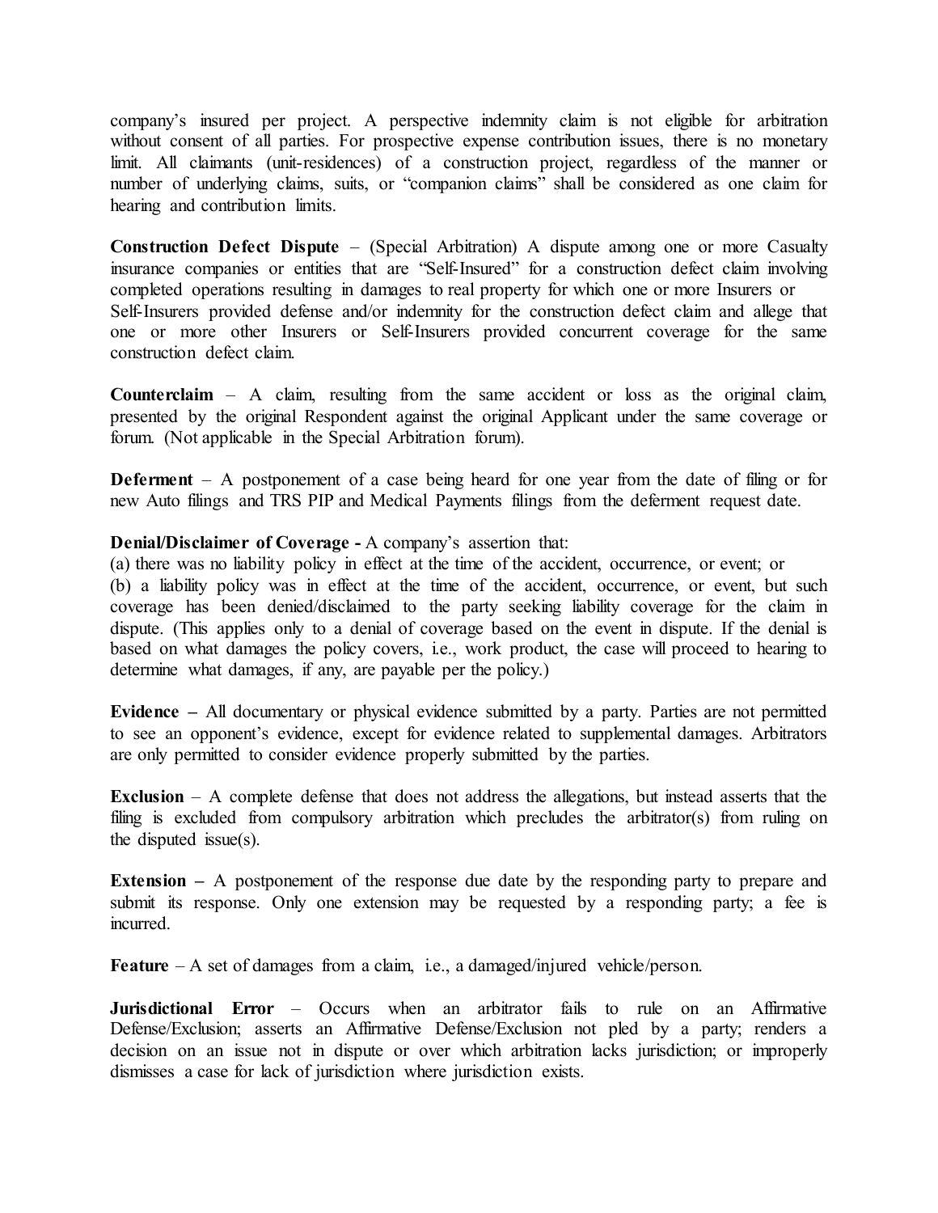company's insured per project. A perspective indemnity claim is not eligible for arbitration without consent of all parties. For prospective expense contribution issues, there is no monetary limit. All claimants (unit-residences) of a construction project, regardless of the manner or number of underlying claims, suits, or "companion claims" shall be considered as one claim for hearing and contribution limits.

**Construction Defect Dispute** – (Special Arbitration) A dispute among one or more Casualty insurance companies or entities that are "Self-Insured" for a construction defect claim involving completed operations resulting in damages to real property for which one or more Insurers or Self-Insurers provided defense and/or indemnity for the construction defect claim and allege that one or more other Insurers or Self-Insurers provided concurrent coverage for the same construction defect claim.

**Counterclaim** – A claim, resulting from the same accident or loss as the original claim, presented by the original Respondent against the original Applicant under the same coverage or forum. (Not applicable in the Special Arbitration forum).

**Deferment** – A postponement of a case being heard for one year from the date of filing or for new Auto filings and TRS PIP and Medical Payments filings from the deferment request date.

**Denial/Disclaimer of Coverage -** A company's assertion that:

(a) there was no liability policy in effect at the time of the accident, occurrence, or event; or

(b) a liability policy was in effect at the time of the accident, occurrence, or event, but such coverage has been denied/disclaimed to the party seeking liability coverage for the claim in dispute. (This applies only to a denial of coverage based on the event in dispute. If the denial is based on what damages the policy covers, i.e., work product, the case will proceed to hearing to determine what damages, if any, are payable per the policy.)

**Evidence –** All documentary or physical evidence submitted by a party. Parties are not permitted to see an opponent's evidence, except for evidence related to supplemental damages. Arbitrators are only permitted to consider evidence properly submitted by the parties.

**Exclusion** – A complete defense that does not address the allegations, but instead asserts that the filing is excluded from compulsory arbitration which precludes the arbitrator(s) from ruling on the disputed issue(s).

**Extension –** A postponement of the response due date by the responding party to prepare and submit its response. Only one extension may be requested by a responding party; a fee is incurred.

**Feature** – A set of damages from a claim, i.e., a damaged/injured vehicle/person.

**Jurisdictional Error** – Occurs when an arbitrator fails to rule on an Affirmative Defense/Exclusion; asserts an Affirmative Defense/Exclusion not pled by a party; renders a decision on an issue not in dispute or over which arbitration lacks jurisdiction; or improperly dismisses a case for lack of jurisdiction where jurisdiction exists.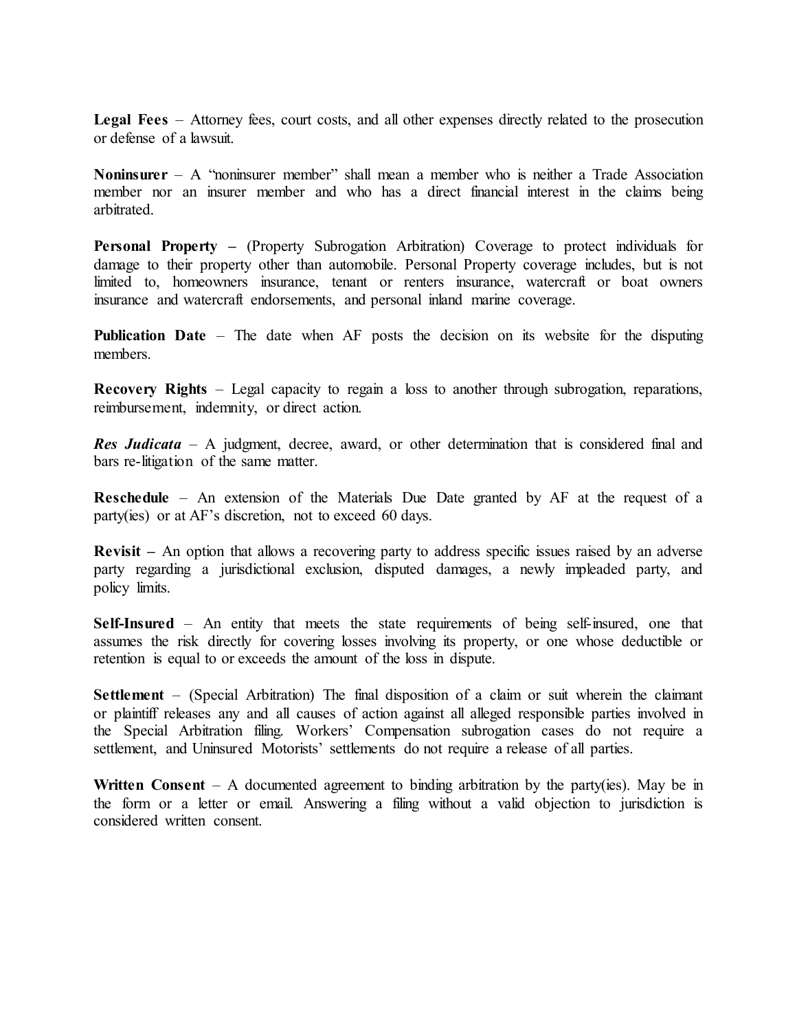**Legal Fees** – Attorney fees, court costs, and all other expenses directly related to the prosecution or defense of a lawsuit.

**Noninsurer** – A "noninsurer member" shall mean a member who is neither a Trade Association member nor an insurer member and who has a direct financial interest in the claims being arbitrated.

**Personal Property –** (Property Subrogation Arbitration) Coverage to protect individuals for damage to their property other than automobile. Personal Property coverage includes, but is not limited to, homeowners insurance, tenant or renters insurance, watercraft or boat owners insurance and watercraft endorsements, and personal inland marine coverage.

**Publication Date** – The date when AF posts the decision on its website for the disputing members.

**Recovery Rights** – Legal capacity to regain a loss to another through subrogation, reparations, reimbursement, indemnity, or direct action.

***Res Judicata*** – A judgment, decree, award, or other determination that is considered final and bars re-litigation of the same matter.

**Reschedule** – An extension of the Materials Due Date granted by AF at the request of a party(ies) or at AF's discretion, not to exceed 60 days.

**Revisit –** An option that allows a recovering party to address specific issues raised by an adverse party regarding a jurisdictional exclusion, disputed damages, a newly impleaded party, and policy limits.

**Self-Insured** – An entity that meets the state requirements of being self-insured, one that assumes the risk directly for covering losses involving its property, or one whose deductible or retention is equal to or exceeds the amount of the loss in dispute.

**Settlement** – (Special Arbitration) The final disposition of a claim or suit wherein the claimant or plaintiff releases any and all causes of action against all alleged responsible parties involved in the Special Arbitration filing. Workers' Compensation subrogation cases do not require a settlement, and Uninsured Motorists' settlements do not require a release of all parties.

**Written Consent** – A documented agreement to binding arbitration by the party(ies). May be in the form or a letter or email. Answering a filing without a valid objection to jurisdiction is considered written consent.